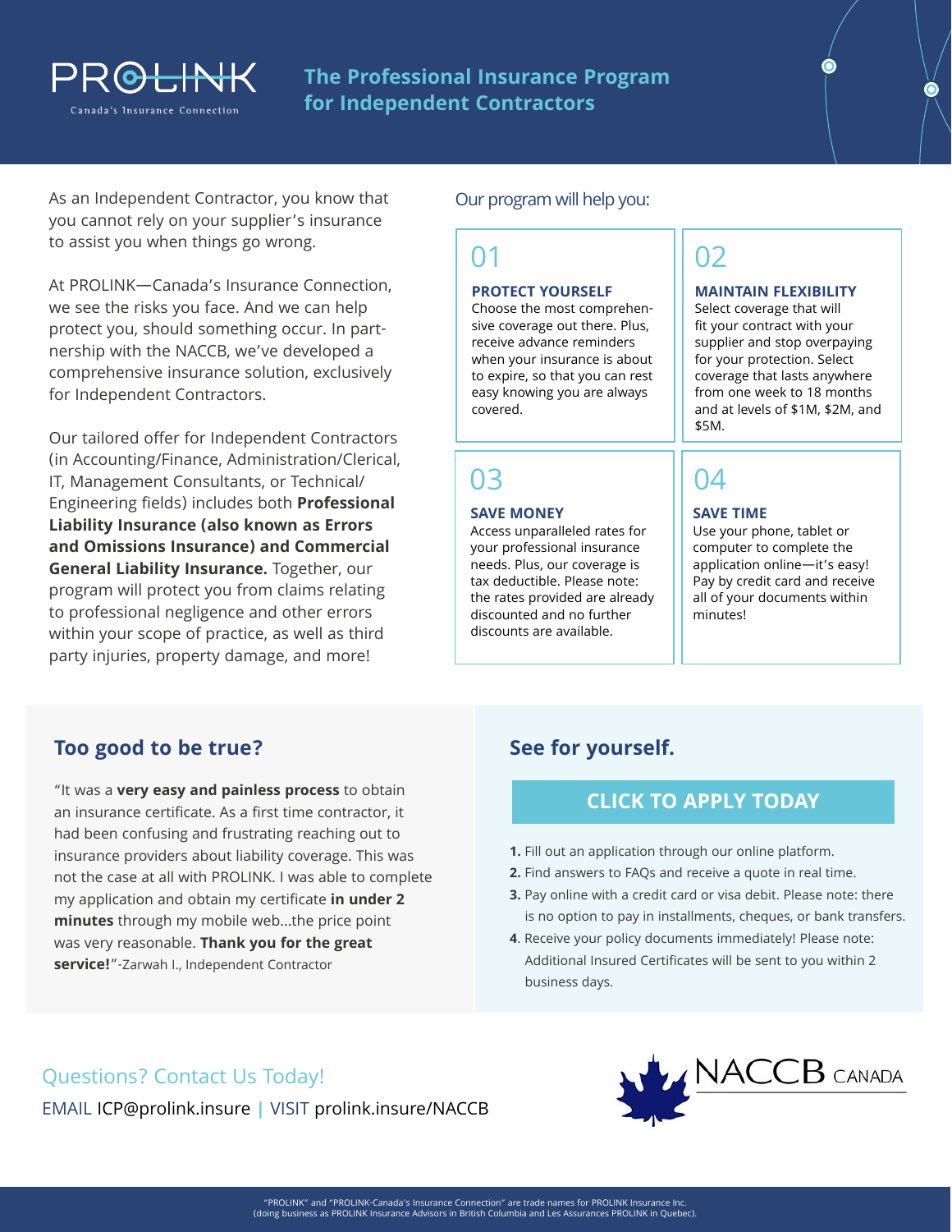# PROLINK

Canada's Insurance Connection

## The Professional Insurance Program for Independent Contractors

As an Independent Contractor, you know that you cannot rely on your supplier's insurance to assist you when things go wrong.

At PROLINK—Canada's Insurance Connection, we see the risks you face. And we can help protect you, should something occur. In partnership with the NACCB, we've developed a comprehensive insurance solution, exclusively for Independent Contractors.

Our tailored offer for Independent Contractors (in Accounting/Finance, Administration/Clerical, IT, Management Consultants, or Technical/Engineering fields) includes both **Professional Liability Insurance (also known as Errors and Omissions Insurance) and Commercial General Liability Insurance.** Together, our program will protect you from claims relating to professional negligence and other errors within your scope of practice, as well as third party injuries, property damage, and more!

### Our program will help you:

**01**

**PROTECT YOURSELF**
Choose the most comprehensive coverage out there. Plus, receive advance reminders when your insurance is about to expire, so that you can rest easy knowing you are always covered.

**02**

**MAINTAIN FLEXIBILITY**
Select coverage that will fit your contract with your supplier and stop overpaying for your protection. Select coverage that lasts anywhere from one week to 18 months and at levels of $1M, $2M, and $5M.

**03**

**SAVE MONEY**
Access unparalleled rates for your professional insurance needs. Plus, our coverage is tax deductible. Please note: the rates provided are already discounted and no further discounts are available.

**04**

**SAVE TIME**
Use your phone, tablet or computer to complete the application online—it's easy! Pay by credit card and receive all of your documents within minutes!

## Too good to be true?

"It was a **very easy and painless process** to obtain an insurance certificate. As a first time contractor, it had been confusing and frustrating reaching out to insurance providers about liability coverage. This was not the case at all with PROLINK. I was able to complete my application and obtain my certificate **in under 2 minutes** through my mobile web...the price point was very reasonable. **Thank you for the great service!**"-Zarwah I., Independent Contractor

## See for yourself.

**CLICK TO APPLY TODAY**

1. Fill out an application through our online platform.
2. Find answers to FAQs and receive a quote in real time.
3. Pay online with a credit card or visa debit. Please note: there is no option to pay in installments, cheques, or bank transfers.
4. Receive your policy documents immediately! Please note: Additional Insured Certificates will be sent to you within 2 business days.

### Questions? Contact Us Today!

EMAIL ICP@prolink.insure | VISIT prolink.insure/NACCB

NACCB CANADA

"PROLINK" and "PROLINK-Canada's Insurance Connection" are trade names for PROLINK Insurance Inc. (doing business as PROLINK Insurance Advisors in British Columbia and Les Assurances PROLINK in Quebec).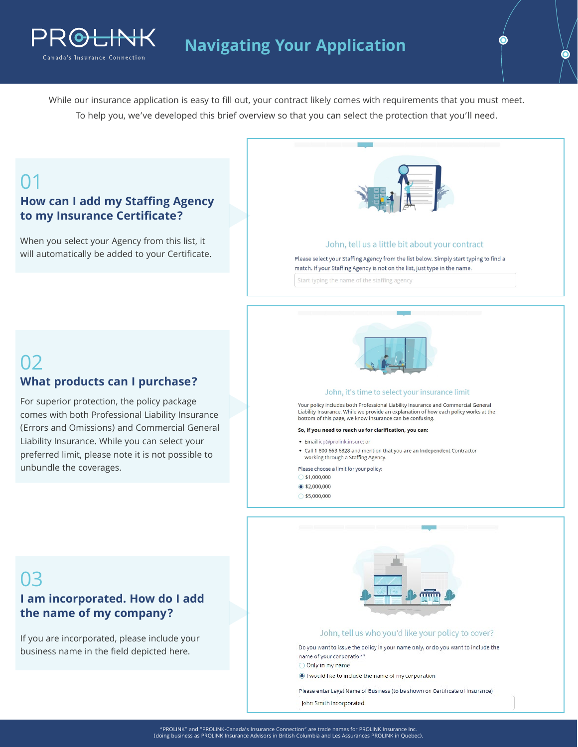# PROLINK

Canada's Insurance Connection

## Navigating Your Application

While our insurance application is easy to fill out, your contract likely comes with requirements that you must meet. To help you, we've developed this brief overview so that you can select the protection that you'll need.

## 01

### How can I add my Staffing Agency to my Insurance Certificate?

When you select your Agency from this list, it will automatically be added to your Certificate.

> **John, tell us a little bit about your contract**
>
> Please select your Staffing Agency from the list below. Simply start typing to find a match. If your Staffing Agency is not on the list, just type in the name.
>
> Start typing the name of the staffing agency

## 02

### What products can I purchase?

For superior protection, the policy package comes with both Professional Liability Insurance (Errors and Omissions) and Commercial General Liability Insurance. While you can select your preferred limit, please note it is not possible to unbundle the coverages.

> **John, it's time to select your insurance limit**
>
> Your policy includes both Professional Liability Insurance and Commercial General Liability Insurance. While we provide an explanation of how each policy works at the bottom of this page, we know insurance can be confusing.
>
> **So, if you need to reach us for clarification, you can:**
>
> - Email icp@prolink.insure; or
> - Call 1 800 663 6828 and mention that you are an Independent Contractor working through a Staffing Agency.
>
> Please choose a limit for your policy:
>
> - ○ $1,000,000
> - ● $2,000,000
> - ○ $5,000,000

## 03

### I am incorporated. How do I add the name of my company?

If you are incorporated, please include your business name in the field depicted here.

> **John, tell us who you'd like your policy to cover?**
>
> Do you want to issue the policy in your name only, or do you want to include the name of your corporation?
>
> - ○ Only in my name
> - ● I would like to include the name of my corporation
>
> Please enter Legal Name of Business (to be shown on Certificate of Insurance)
>
> John Smith Incorporated

"PROLINK" and "PROLINK-Canada's Insurance Connection" are trade names for PROLINK Insurance Inc. (doing business as PROLINK Insurance Advisors in British Columbia and Les Assurances PROLINK in Quebec).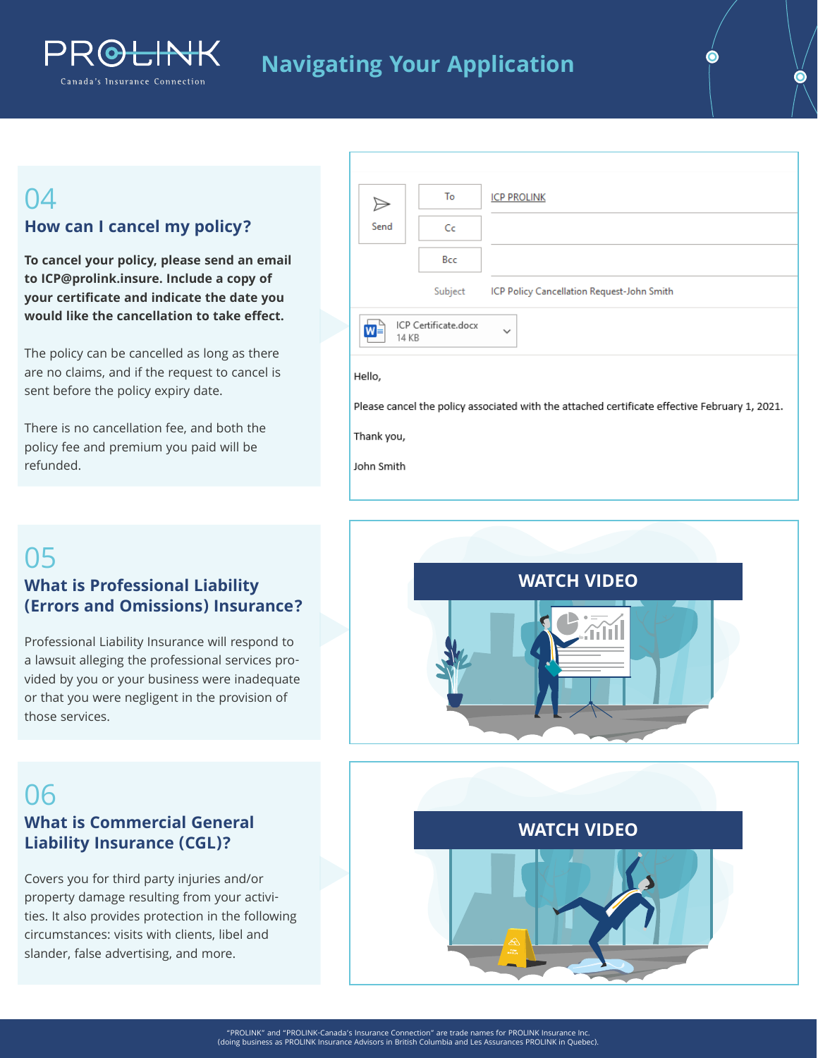# Navigating Your Application

## 04

### How can I cancel my policy?

**To cancel your policy, please send an email to ICP@prolink.insure. Include a copy of your certificate and indicate the date you would like the cancellation to take effect.**

The policy can be cancelled as long as there are no claims, and if the request to cancel is sent before the policy expiry date.

There is no cancellation fee, and both the policy fee and premium you paid will be refunded.

Send

To: ICP PROLINK

Cc

Bcc

Subject: ICP Policy Cancellation Request-John Smith

ICP Certificate.docx
14 KB

Hello,

Please cancel the policy associated with the attached certificate effective February 1, 2021.

Thank you,

John Smith

## 05

### What is Professional Liability (Errors and Omissions) Insurance?

Professional Liability Insurance will respond to a lawsuit alleging the professional services provided by you or your business were inadequate or that you were negligent in the provision of those services.

WATCH VIDEO

## 06

### What is Commercial General Liability Insurance (CGL)?

Covers you for third party injuries and/or property damage resulting from your activities. It also provides protection in the following circumstances: visits with clients, libel and slander, false advertising, and more.

WATCH VIDEO

"PROLINK" and "PROLINK-Canada's Insurance Connection" are trade names for PROLINK Insurance Inc. (doing business as PROLINK Insurance Advisors in British Columbia and Les Assurances PROLINK in Quebec).